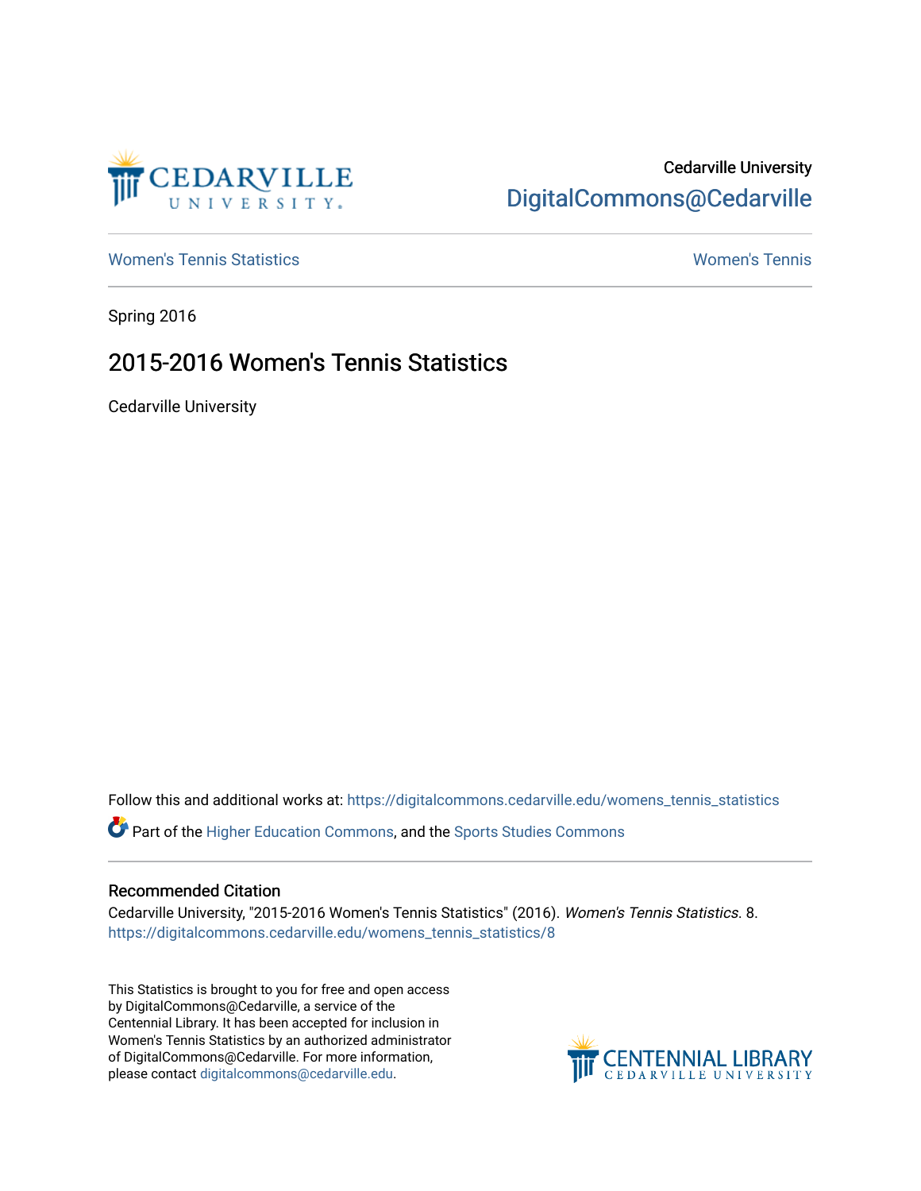Cedarville University

DigitalCommons@Cedarville

Women's Tennis Statistics | Women's Tennis

Spring 2016

# 2015-2016 Women's Tennis Statistics

Cedarville University

Follow this and additional works at: https://digitalcommons.cedarville.edu/womens_tennis_statistics

Part of the Higher Education Commons, and the Sports Studies Commons

## Recommended Citation

Cedarville University, "2015-2016 Women's Tennis Statistics" (2016). *Women's Tennis Statistics*. 8. https://digitalcommons.cedarville.edu/womens_tennis_statistics/8

This Statistics is brought to you for free and open access by DigitalCommons@Cedarville, a service of the Centennial Library. It has been accepted for inclusion in Women's Tennis Statistics by an authorized administrator of DigitalCommons@Cedarville. For more information, please contact digitalcommons@cedarville.edu.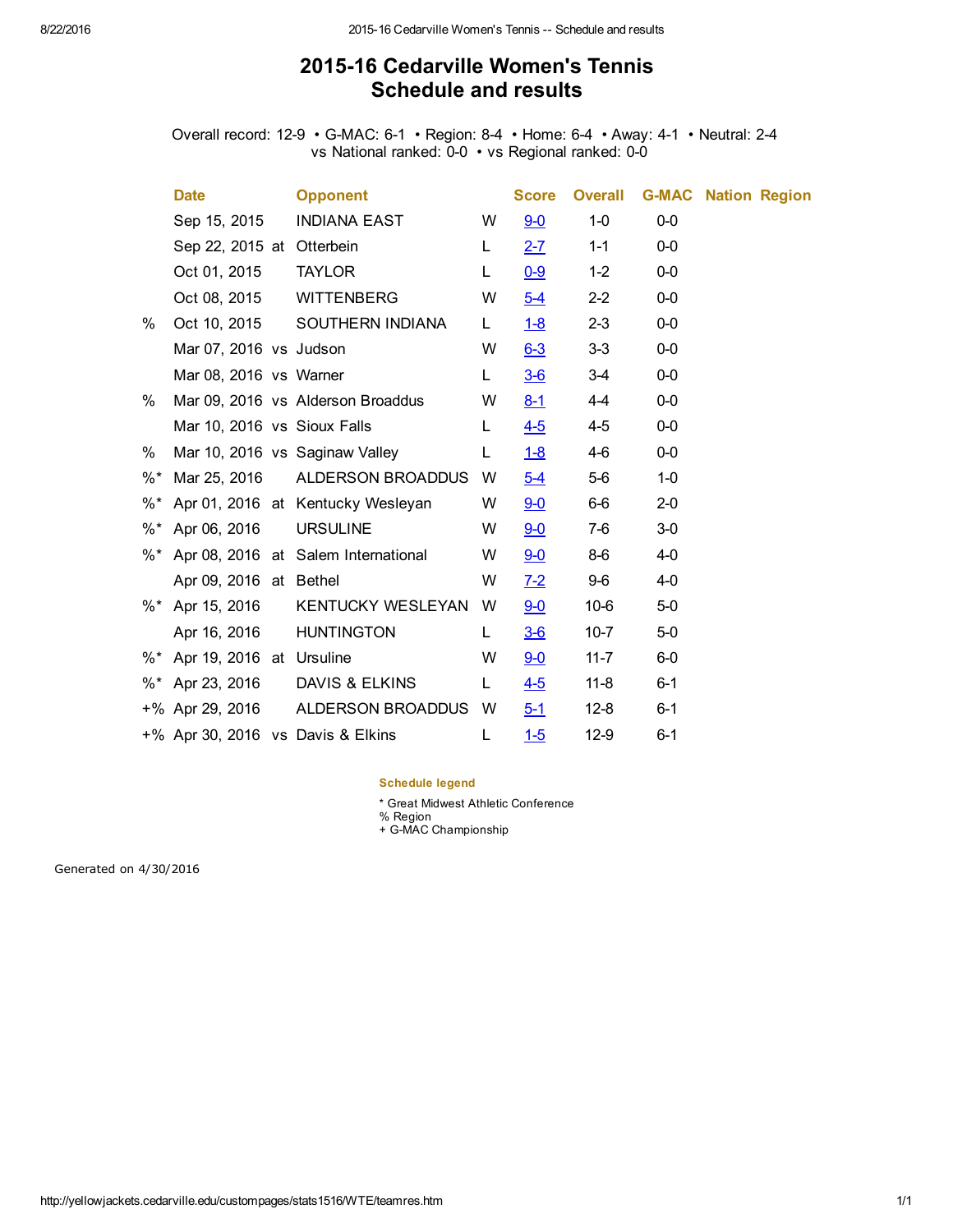# 2015-16 Cedarville Women's Tennis
## Schedule and results

Overall record: 12-9 • G-MAC: 6-1 • Region: 8-4 • Home: 6-4 • Away: 4-1 • Neutral: 2-4
vs National ranked: 0-0 • vs Regional ranked: 0-0

| | Date | | Opponent | | Score | Overall | G-MAC | Nation | Region |
|---|---|---|---|---|---|---|---|---|---|
| | Sep 15, 2015 | | INDIANA EAST | W | 9-0 | 1-0 | 0-0 | | |
| | Sep 22, 2015 | at | Otterbein | L | 2-7 | 1-1 | 0-0 | | |
| | Oct 01, 2015 | | TAYLOR | L | 0-9 | 1-2 | 0-0 | | |
| | Oct 08, 2015 | | WITTENBERG | W | 5-4 | 2-2 | 0-0 | | |
| % | Oct 10, 2015 | | SOUTHERN INDIANA | L | 1-8 | 2-3 | 0-0 | | |
| | Mar 07, 2016 | vs | Judson | W | 6-3 | 3-3 | 0-0 | | |
| | Mar 08, 2016 | vs | Warner | L | 3-6 | 3-4 | 0-0 | | |
| % | Mar 09, 2016 | vs | Alderson Broaddus | W | 8-1 | 4-4 | 0-0 | | |
| | Mar 10, 2016 | vs | Sioux Falls | L | 4-5 | 4-5 | 0-0 | | |
| % | Mar 10, 2016 | vs | Saginaw Valley | L | 1-8 | 4-6 | 0-0 | | |
| %* | Mar 25, 2016 | | ALDERSON BROADDUS | W | 5-4 | 5-6 | 1-0 | | |
| %* | Apr 01, 2016 | at | Kentucky Wesleyan | W | 9-0 | 6-6 | 2-0 | | |
| %* | Apr 06, 2016 | | URSULINE | W | 9-0 | 7-6 | 3-0 | | |
| %* | Apr 08, 2016 | at | Salem International | W | 9-0 | 8-6 | 4-0 | | |
| | Apr 09, 2016 | at | Bethel | W | 7-2 | 9-6 | 4-0 | | |
| %* | Apr 15, 2016 | | KENTUCKY WESLEYAN | W | 9-0 | 10-6 | 5-0 | | |
| | Apr 16, 2016 | | HUNTINGTON | L | 3-6 | 10-7 | 5-0 | | |
| %* | Apr 19, 2016 | at | Ursuline | W | 9-0 | 11-7 | 6-0 | | |
| %* | Apr 23, 2016 | | DAVIS & ELKINS | L | 4-5 | 11-8 | 6-1 | | |
| +% | Apr 29, 2016 | | ALDERSON BROADDUS | W | 5-1 | 12-8 | 6-1 | | |
| +% | Apr 30, 2016 | vs | Davis & Elkins | L | 1-5 | 12-9 | 6-1 | | |

**Schedule legend**

* Great Midwest Athletic Conference
% Region
+ G-MAC Championship

Generated on 4/30/2016